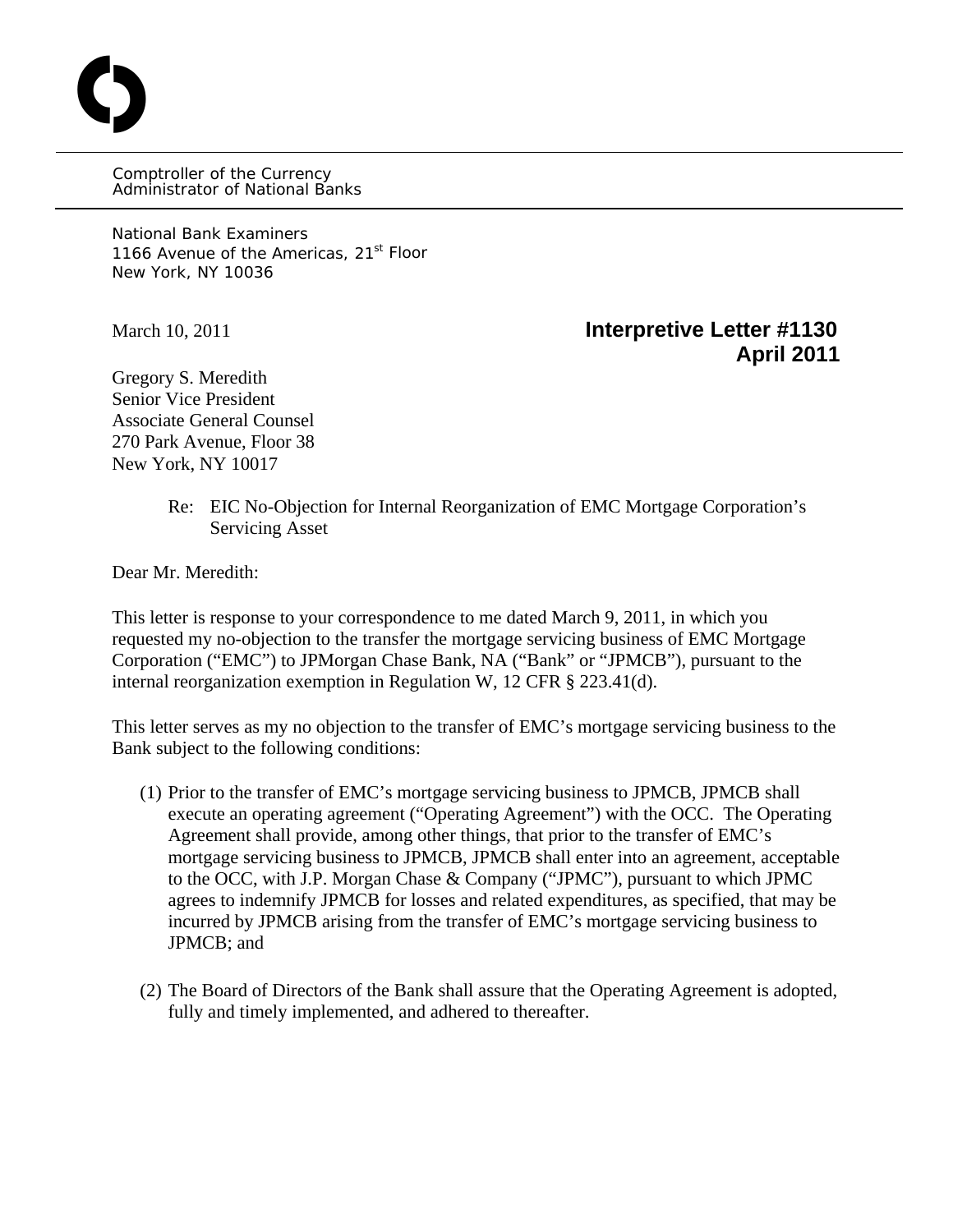Comptroller of the Currency
Administrator of National Banks

National Bank Examiners
1166 Avenue of the Americas, 21st Floor
New York, NY 10036

March 10, 2011

**Interpretive Letter #1130**
**April 2011**

Gregory S. Meredith
Senior Vice President
Associate General Counsel
270 Park Avenue, Floor 38
New York, NY 10017

Re: EIC No-Objection for Internal Reorganization of EMC Mortgage Corporation's Servicing Asset

Dear Mr. Meredith:

This letter is response to your correspondence to me dated March 9, 2011, in which you requested my no-objection to the transfer the mortgage servicing business of EMC Mortgage Corporation ("EMC") to JPMorgan Chase Bank, NA ("Bank" or "JPMCB"), pursuant to the internal reorganization exemption in Regulation W, 12 CFR § 223.41(d).

This letter serves as my no objection to the transfer of EMC's mortgage servicing business to the Bank subject to the following conditions:

(1) Prior to the transfer of EMC's mortgage servicing business to JPMCB, JPMCB shall execute an operating agreement ("Operating Agreement") with the OCC. The Operating Agreement shall provide, among other things, that prior to the transfer of EMC's mortgage servicing business to JPMCB, JPMCB shall enter into an agreement, acceptable to the OCC, with J.P. Morgan Chase & Company ("JPMC"), pursuant to which JPMC agrees to indemnify JPMCB for losses and related expenditures, as specified, that may be incurred by JPMCB arising from the transfer of EMC's mortgage servicing business to JPMCB; and

(2) The Board of Directors of the Bank shall assure that the Operating Agreement is adopted, fully and timely implemented, and adhered to thereafter.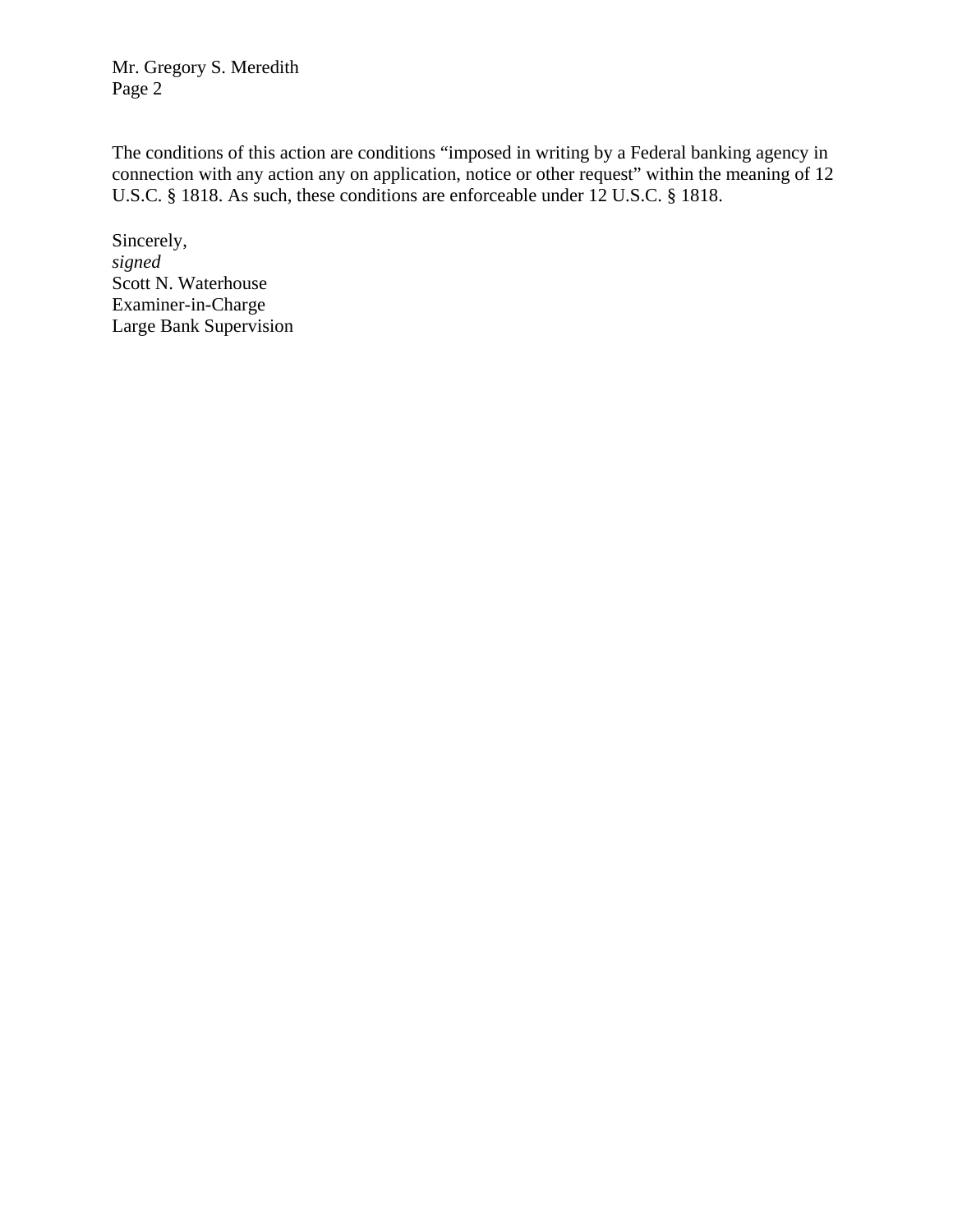The conditions of this action are conditions "imposed in writing by a Federal banking agency in connection with any action any on application, notice or other request" within the meaning of 12 U.S.C. § 1818. As such, these conditions are enforceable under 12 U.S.C. § 1818.

Sincerely,
*signed*
Scott N. Waterhouse
Examiner-in-Charge
Large Bank Supervision